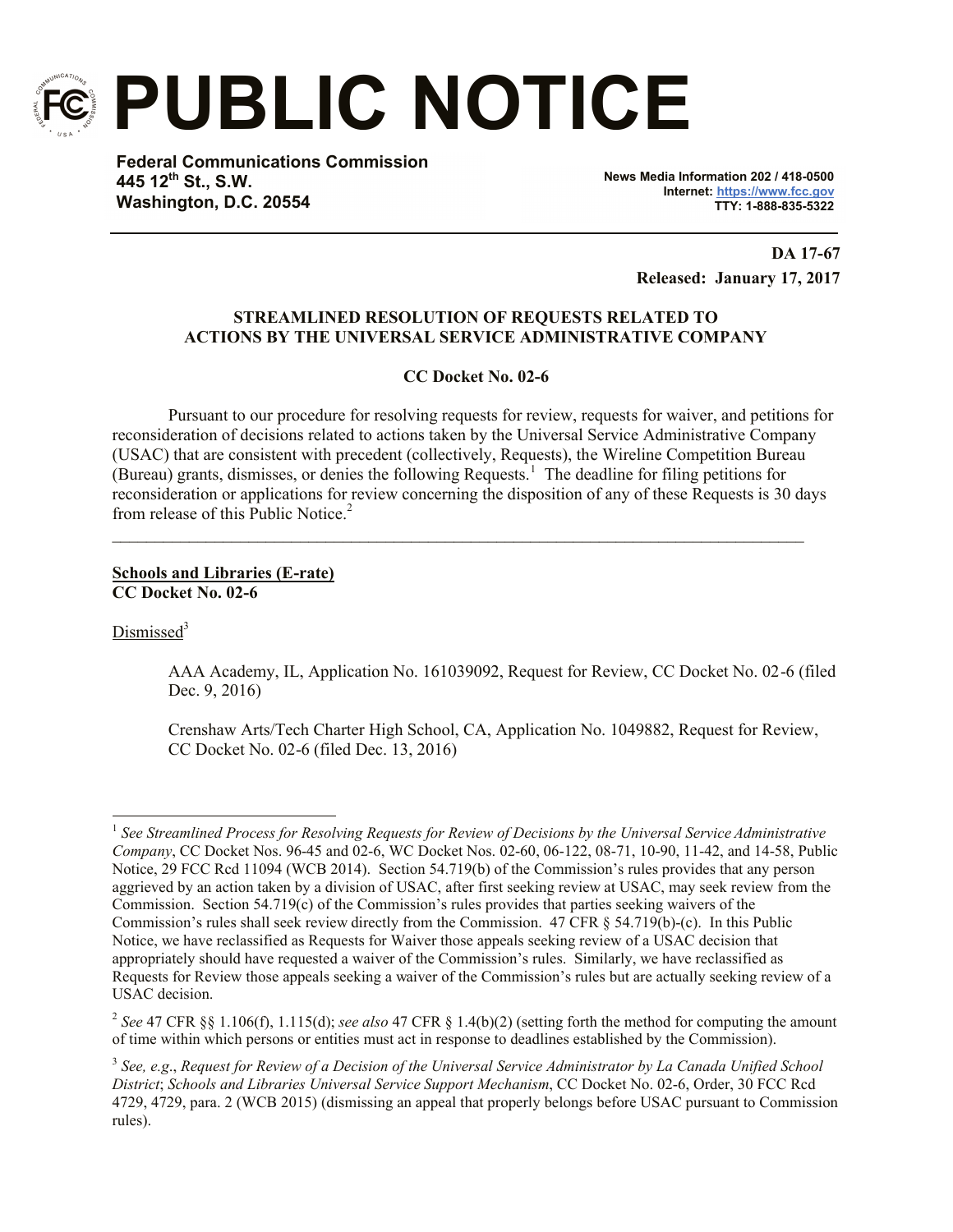# PUBLIC NOTICE

**Federal Communications Commission**
**445 12th St., S.W.**
**Washington, D.C. 20554**

**News Media Information 202 / 418-0500**
**Internet: https://www.fcc.gov**
**TTY: 1-888-835-5322**

**DA 17-67**
**Released: January 17, 2017**

**STREAMLINED RESOLUTION OF REQUESTS RELATED TO ACTIONS BY THE UNIVERSAL SERVICE ADMINISTRATIVE COMPANY**

**CC Docket No. 02-6**

Pursuant to our procedure for resolving requests for review, requests for waiver, and petitions for reconsideration of decisions related to actions taken by the Universal Service Administrative Company (USAC) that are consistent with precedent (collectively, Requests), the Wireline Competition Bureau (Bureau) grants, dismisses, or denies the following Requests.[1] The deadline for filing petitions for reconsideration or applications for review concerning the disposition of any of these Requests is 30 days from release of this Public Notice.[2]

---

**Schools and Libraries (E-rate)**
**CC Docket No. 02-6**

Dismissed[3]

AAA Academy, IL, Application No. 161039092, Request for Review, CC Docket No. 02-6 (filed Dec. 9, 2016)

Crenshaw Arts/Tech Charter High School, CA, Application No. 1049882, Request for Review, CC Docket No. 02-6 (filed Dec. 13, 2016)

---

[1] *See Streamlined Process for Resolving Requests for Review of Decisions by the Universal Service Administrative Company*, CC Docket Nos. 96-45 and 02-6, WC Docket Nos. 02-60, 06-122, 08-71, 10-90, 11-42, and 14-58, Public Notice, 29 FCC Rcd 11094 (WCB 2014). Section 54.719(b) of the Commission's rules provides that any person aggrieved by an action taken by a division of USAC, after first seeking review at USAC, may seek review from the Commission. Section 54.719(c) of the Commission's rules provides that parties seeking waivers of the Commission's rules shall seek review directly from the Commission. 47 CFR § 54.719(b)-(c). In this Public Notice, we have reclassified as Requests for Waiver those appeals seeking review of a USAC decision that appropriately should have requested a waiver of the Commission's rules. Similarly, we have reclassified as Requests for Review those appeals seeking a waiver of the Commission's rules but are actually seeking review of a USAC decision.

[2] *See* 47 CFR §§ 1.106(f), 1.115(d); *see also* 47 CFR § 1.4(b)(2) (setting forth the method for computing the amount of time within which persons or entities must act in response to deadlines established by the Commission).

[3] *See, e.g.*, *Request for Review of a Decision of the Universal Service Administrator by La Canada Unified School District*; *Schools and Libraries Universal Service Support Mechanism*, CC Docket No. 02-6, Order, 30 FCC Rcd 4729, 4729, para. 2 (WCB 2015) (dismissing an appeal that properly belongs before USAC pursuant to Commission rules).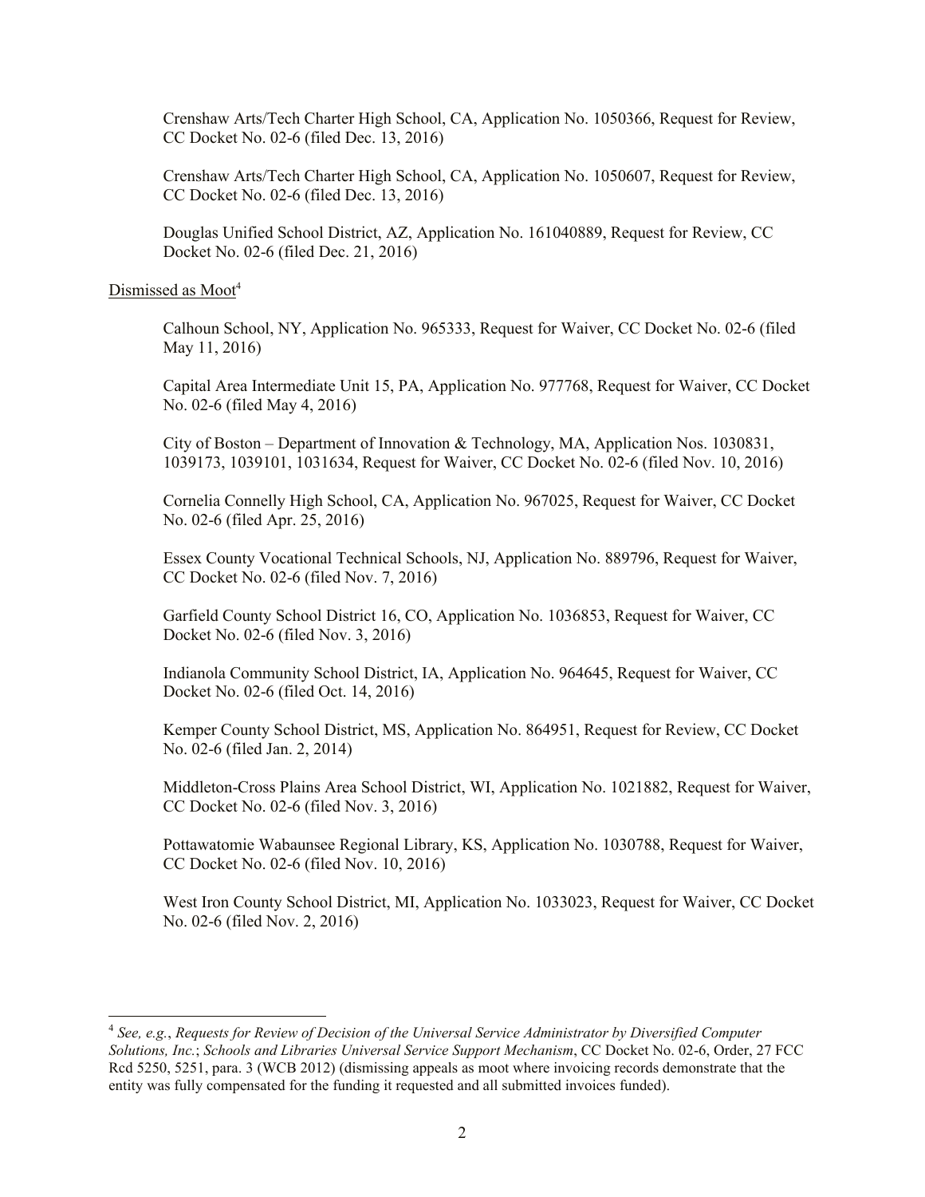Crenshaw Arts/Tech Charter High School, CA, Application No. 1050366, Request for Review, CC Docket No. 02-6 (filed Dec. 13, 2016)

Crenshaw Arts/Tech Charter High School, CA, Application No. 1050607, Request for Review, CC Docket No. 02-6 (filed Dec. 13, 2016)

Douglas Unified School District, AZ, Application No. 161040889, Request for Review, CC Docket No. 02-6 (filed Dec. 21, 2016)

Dismissed as Moot[4]

Calhoun School, NY, Application No. 965333, Request for Waiver, CC Docket No. 02-6 (filed May 11, 2016)

Capital Area Intermediate Unit 15, PA, Application No. 977768, Request for Waiver, CC Docket No. 02-6 (filed May 4, 2016)

City of Boston – Department of Innovation & Technology, MA, Application Nos. 1030831, 1039173, 1039101, 1031634, Request for Waiver, CC Docket No. 02-6 (filed Nov. 10, 2016)

Cornelia Connelly High School, CA, Application No. 967025, Request for Waiver, CC Docket No. 02-6 (filed Apr. 25, 2016)

Essex County Vocational Technical Schools, NJ, Application No. 889796, Request for Waiver, CC Docket No. 02-6 (filed Nov. 7, 2016)

Garfield County School District 16, CO, Application No. 1036853, Request for Waiver, CC Docket No. 02-6 (filed Nov. 3, 2016)

Indianola Community School District, IA, Application No. 964645, Request for Waiver, CC Docket No. 02-6 (filed Oct. 14, 2016)

Kemper County School District, MS, Application No. 864951, Request for Review, CC Docket No. 02-6 (filed Jan. 2, 2014)

Middleton-Cross Plains Area School District, WI, Application No. 1021882, Request for Waiver, CC Docket No. 02-6 (filed Nov. 3, 2016)

Pottawatomie Wabaunsee Regional Library, KS, Application No. 1030788, Request for Waiver, CC Docket No. 02-6 (filed Nov. 10, 2016)

West Iron County School District, MI, Application No. 1033023, Request for Waiver, CC Docket No. 02-6 (filed Nov. 2, 2016)

---

[4] *See, e.g.*, *Requests for Review of Decision of the Universal Service Administrator by Diversified Computer Solutions, Inc.*; *Schools and Libraries Universal Service Support Mechanism*, CC Docket No. 02-6, Order, 27 FCC Rcd 5250, 5251, para. 3 (WCB 2012) (dismissing appeals as moot where invoicing records demonstrate that the entity was fully compensated for the funding it requested and all submitted invoices funded).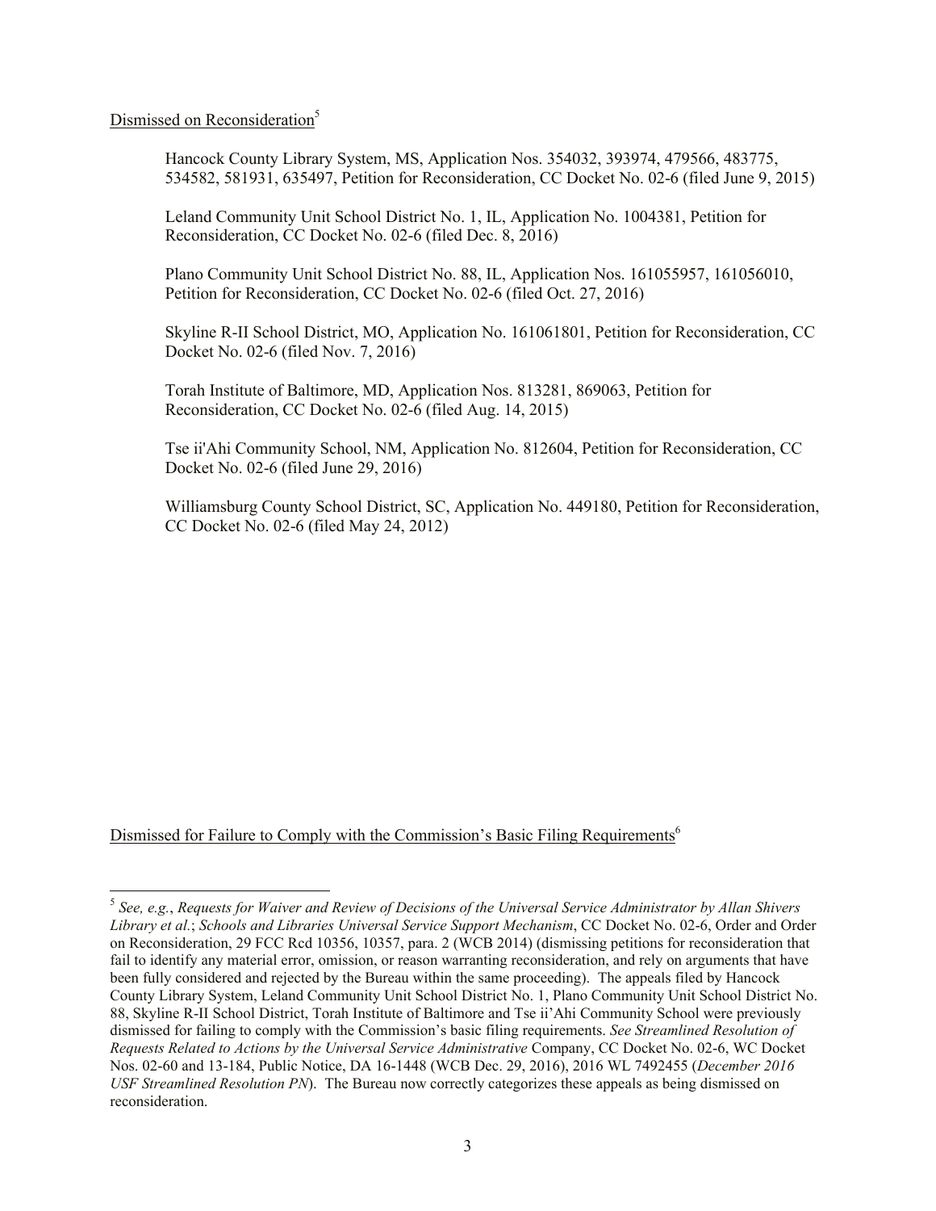Dismissed on Reconsideration[5]

Hancock County Library System, MS, Application Nos. 354032, 393974, 479566, 483775, 534582, 581931, 635497, Petition for Reconsideration, CC Docket No. 02-6 (filed June 9, 2015)

Leland Community Unit School District No. 1, IL, Application No. 1004381, Petition for Reconsideration, CC Docket No. 02-6 (filed Dec. 8, 2016)

Plano Community Unit School District No. 88, IL, Application Nos. 161055957, 161056010, Petition for Reconsideration, CC Docket No. 02-6 (filed Oct. 27, 2016)

Skyline R-II School District, MO, Application No. 161061801, Petition for Reconsideration, CC Docket No. 02-6 (filed Nov. 7, 2016)

Torah Institute of Baltimore, MD, Application Nos. 813281, 869063, Petition for Reconsideration, CC Docket No. 02-6 (filed Aug. 14, 2015)

Tse ii'Ahi Community School, NM, Application No. 812604, Petition for Reconsideration, CC Docket No. 02-6 (filed June 29, 2016)

Williamsburg County School District, SC, Application No. 449180, Petition for Reconsideration, CC Docket No. 02-6 (filed May 24, 2012)

Dismissed for Failure to Comply with the Commission's Basic Filing Requirements[6]

---

[5] *See, e.g.*, *Requests for Waiver and Review of Decisions of the Universal Service Administrator by Allan Shivers Library et al.*; *Schools and Libraries Universal Service Support Mechanism*, CC Docket No. 02-6, Order and Order on Reconsideration, 29 FCC Rcd 10356, 10357, para. 2 (WCB 2014) (dismissing petitions for reconsideration that fail to identify any material error, omission, or reason warranting reconsideration, and rely on arguments that have been fully considered and rejected by the Bureau within the same proceeding). The appeals filed by Hancock County Library System, Leland Community Unit School District No. 1, Plano Community Unit School District No. 88, Skyline R-II School District, Torah Institute of Baltimore and Tse ii'Ahi Community School were previously dismissed for failing to comply with the Commission's basic filing requirements. *See Streamlined Resolution of Requests Related to Actions by the Universal Service Administrative* Company, CC Docket No. 02-6, WC Docket Nos. 02-60 and 13-184, Public Notice, DA 16-1448 (WCB Dec. 29, 2016), 2016 WL 7492455 (*December 2016 USF Streamlined Resolution PN*). The Bureau now correctly categorizes these appeals as being dismissed on reconsideration.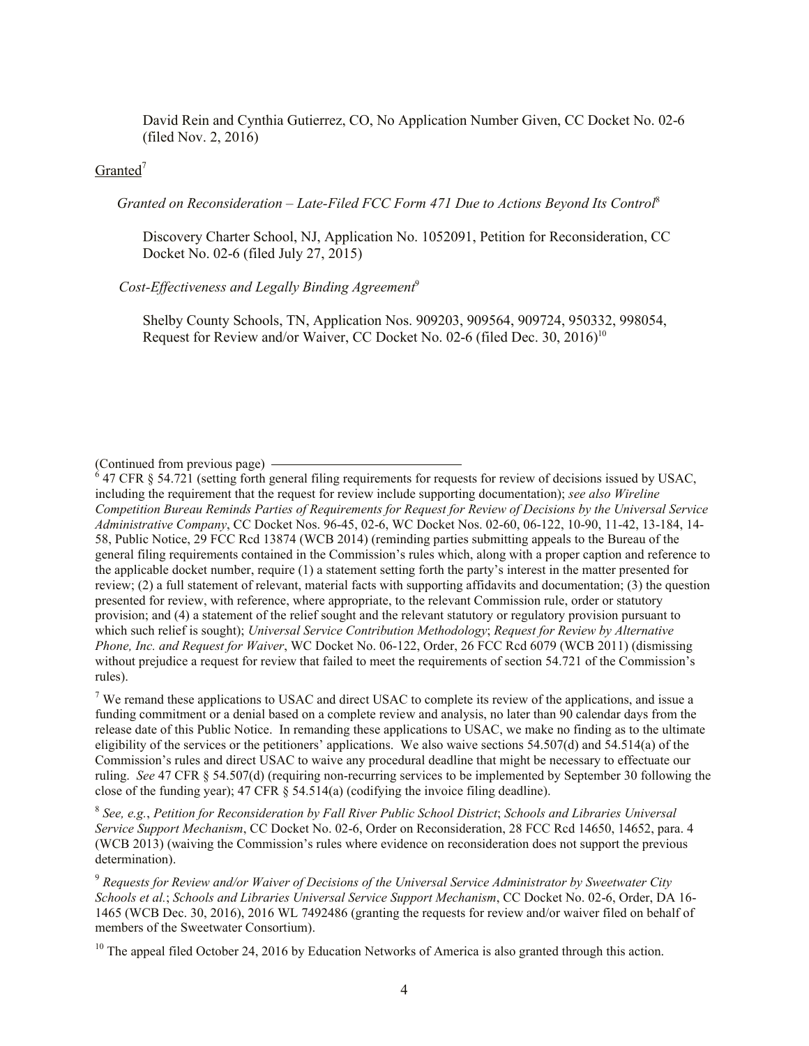David Rein and Cynthia Gutierrez, CO, No Application Number Given, CC Docket No. 02-6 (filed Nov. 2, 2016)

Granted[7]

*Granted on Reconsideration – Late-Filed FCC Form 471 Due to Actions Beyond Its Control*[8]

Discovery Charter School, NJ, Application No. 1052091, Petition for Reconsideration, CC Docket No. 02-6 (filed July 27, 2015)

*Cost-Effectiveness and Legally Binding Agreement*[9]

Shelby County Schools, TN, Application Nos. 909203, 909564, 909724, 950332, 998054, Request for Review and/or Waiver, CC Docket No. 02-6 (filed Dec. 30, 2016)[10]

---

(Continued from previous page)

[6] 47 CFR § 54.721 (setting forth general filing requirements for requests for review of decisions issued by USAC, including the requirement that the request for review include supporting documentation); *see also Wireline Competition Bureau Reminds Parties of Requirements for Request for Review of Decisions by the Universal Service Administrative Company*, CC Docket Nos. 96-45, 02-6, WC Docket Nos. 02-60, 06-122, 10-90, 11-42, 13-184, 14-58, Public Notice, 29 FCC Rcd 13874 (WCB 2014) (reminding parties submitting appeals to the Bureau of the general filing requirements contained in the Commission's rules which, along with a proper caption and reference to the applicable docket number, require (1) a statement setting forth the party's interest in the matter presented for review; (2) a full statement of relevant, material facts with supporting affidavits and documentation; (3) the question presented for review, with reference, where appropriate, to the relevant Commission rule, order or statutory provision; and (4) a statement of the relief sought and the relevant statutory or regulatory provision pursuant to which such relief is sought); *Universal Service Contribution Methodology*; *Request for Review by Alternative Phone, Inc. and Request for Waiver*, WC Docket No. 06-122, Order, 26 FCC Rcd 6079 (WCB 2011) (dismissing without prejudice a request for review that failed to meet the requirements of section 54.721 of the Commission's rules).

[7] We remand these applications to USAC and direct USAC to complete its review of the applications, and issue a funding commitment or a denial based on a complete review and analysis, no later than 90 calendar days from the release date of this Public Notice. In remanding these applications to USAC, we make no finding as to the ultimate eligibility of the services or the petitioners' applications. We also waive sections 54.507(d) and 54.514(a) of the Commission's rules and direct USAC to waive any procedural deadline that might be necessary to effectuate our ruling. *See* 47 CFR § 54.507(d) (requiring non-recurring services to be implemented by September 30 following the close of the funding year); 47 CFR § 54.514(a) (codifying the invoice filing deadline).

[8] *See, e.g.*, *Petition for Reconsideration by Fall River Public School District*; *Schools and Libraries Universal Service Support Mechanism*, CC Docket No. 02-6, Order on Reconsideration, 28 FCC Rcd 14650, 14652, para. 4 (WCB 2013) (waiving the Commission's rules where evidence on reconsideration does not support the previous determination).

[9] *Requests for Review and/or Waiver of Decisions of the Universal Service Administrator by Sweetwater City Schools et al.*; *Schools and Libraries Universal Service Support Mechanism*, CC Docket No. 02-6, Order, DA 16-1465 (WCB Dec. 30, 2016), 2016 WL 7492486 (granting the requests for review and/or waiver filed on behalf of members of the Sweetwater Consortium).

[10] The appeal filed October 24, 2016 by Education Networks of America is also granted through this action.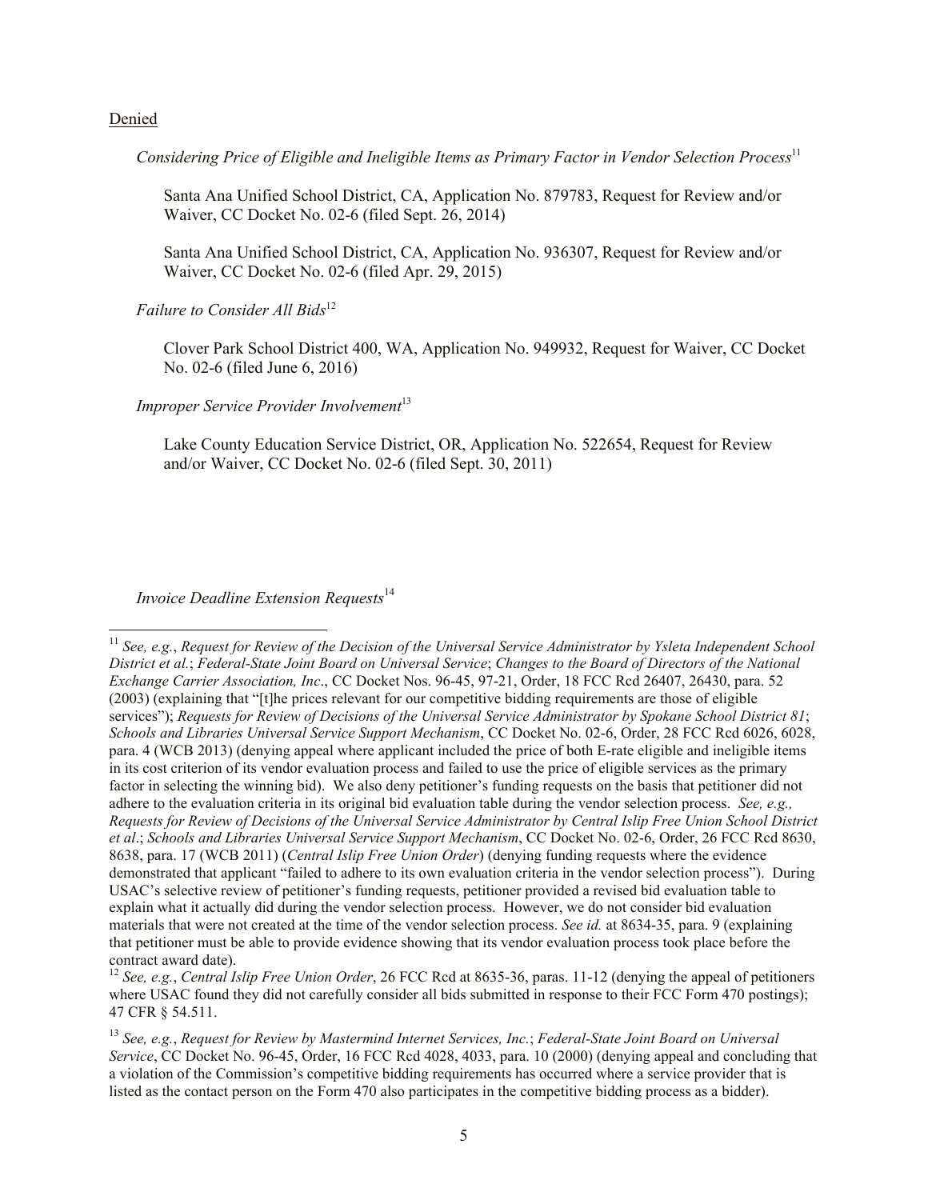Denied

*Considering Price of Eligible and Ineligible Items as Primary Factor in Vendor Selection Process*[11]

Santa Ana Unified School District, CA, Application No. 879783, Request for Review and/or Waiver, CC Docket No. 02-6 (filed Sept. 26, 2014)

Santa Ana Unified School District, CA, Application No. 936307, Request for Review and/or Waiver, CC Docket No. 02-6 (filed Apr. 29, 2015)

*Failure to Consider All Bids*[12]

Clover Park School District 400, WA, Application No. 949932, Request for Waiver, CC Docket No. 02-6 (filed June 6, 2016)

*Improper Service Provider Involvement*[13]

Lake County Education Service District, OR, Application No. 522654, Request for Review and/or Waiver, CC Docket No. 02-6 (filed Sept. 30, 2011)

*Invoice Deadline Extension Requests*[14]

---

[11] *See, e.g.*, *Request for Review of the Decision of the Universal Service Administrator by Ysleta Independent School District et al.*; *Federal-State Joint Board on Universal Service*; *Changes to the Board of Directors of the National Exchange Carrier Association, Inc*., CC Docket Nos. 96-45, 97-21, Order, 18 FCC Rcd 26407, 26430, para. 52 (2003) (explaining that "[t]he prices relevant for our competitive bidding requirements are those of eligible services"); *Requests for Review of Decisions of the Universal Service Administrator by Spokane School District 81*; *Schools and Libraries Universal Service Support Mechanism*, CC Docket No. 02-6, Order, 28 FCC Rcd 6026, 6028, para. 4 (WCB 2013) (denying appeal where applicant included the price of both E-rate eligible and ineligible items in its cost criterion of its vendor evaluation process and failed to use the price of eligible services as the primary factor in selecting the winning bid). We also deny petitioner's funding requests on the basis that petitioner did not adhere to the evaluation criteria in its original bid evaluation table during the vendor selection process. *See, e.g., Requests for Review of Decisions of the Universal Service Administrator by Central Islip Free Union School District et al*.; *Schools and Libraries Universal Service Support Mechanism*, CC Docket No. 02-6, Order, 26 FCC Rcd 8630, 8638, para. 17 (WCB 2011) (*Central Islip Free Union Order*) (denying funding requests where the evidence demonstrated that applicant "failed to adhere to its own evaluation criteria in the vendor selection process"). During USAC's selective review of petitioner's funding requests, petitioner provided a revised bid evaluation table to explain what it actually did during the vendor selection process. However, we do not consider bid evaluation materials that were not created at the time of the vendor selection process. *See id.* at 8634-35, para. 9 (explaining that petitioner must be able to provide evidence showing that its vendor evaluation process took place before the contract award date).

[12] *See, e.g.*, *Central Islip Free Union Order*, 26 FCC Rcd at 8635-36, paras. 11-12 (denying the appeal of petitioners where USAC found they did not carefully consider all bids submitted in response to their FCC Form 470 postings); 47 CFR § 54.511.

[13] *See, e.g.*, *Request for Review by Mastermind Internet Services, Inc.*; *Federal-State Joint Board on Universal Service*, CC Docket No. 96-45, Order, 16 FCC Rcd 4028, 4033, para. 10 (2000) (denying appeal and concluding that a violation of the Commission's competitive bidding requirements has occurred where a service provider that is listed as the contact person on the Form 470 also participates in the competitive bidding process as a bidder).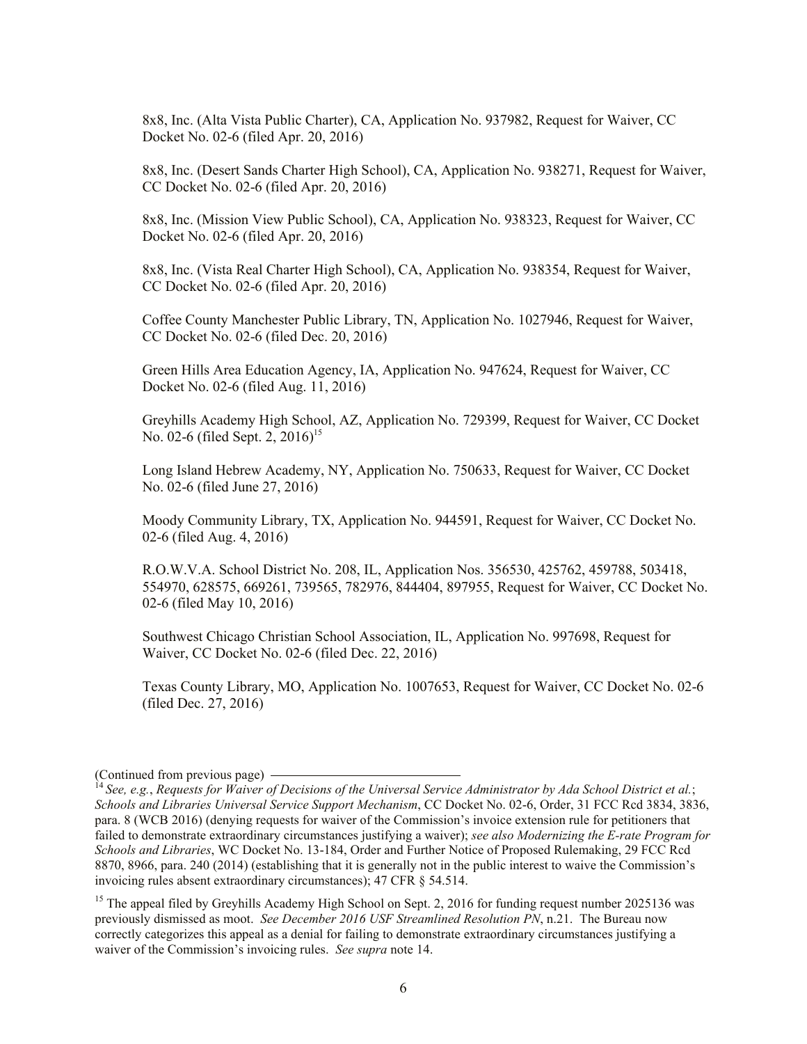8x8, Inc. (Alta Vista Public Charter), CA, Application No. 937982, Request for Waiver, CC Docket No. 02-6 (filed Apr. 20, 2016)

8x8, Inc. (Desert Sands Charter High School), CA, Application No. 938271, Request for Waiver, CC Docket No. 02-6 (filed Apr. 20, 2016)

8x8, Inc. (Mission View Public School), CA, Application No. 938323, Request for Waiver, CC Docket No. 02-6 (filed Apr. 20, 2016)

8x8, Inc. (Vista Real Charter High School), CA, Application No. 938354, Request for Waiver, CC Docket No. 02-6 (filed Apr. 20, 2016)

Coffee County Manchester Public Library, TN, Application No. 1027946, Request for Waiver, CC Docket No. 02-6 (filed Dec. 20, 2016)

Green Hills Area Education Agency, IA, Application No. 947624, Request for Waiver, CC Docket No. 02-6 (filed Aug. 11, 2016)

Greyhills Academy High School, AZ, Application No. 729399, Request for Waiver, CC Docket No. 02-6 (filed Sept. 2, 2016)[15]

Long Island Hebrew Academy, NY, Application No. 750633, Request for Waiver, CC Docket No. 02-6 (filed June 27, 2016)

Moody Community Library, TX, Application No. 944591, Request for Waiver, CC Docket No. 02-6 (filed Aug. 4, 2016)

R.O.W.V.A. School District No. 208, IL, Application Nos. 356530, 425762, 459788, 503418, 554970, 628575, 669261, 739565, 782976, 844404, 897955, Request for Waiver, CC Docket No. 02-6 (filed May 10, 2016)

Southwest Chicago Christian School Association, IL, Application No. 997698, Request for Waiver, CC Docket No. 02-6 (filed Dec. 22, 2016)

Texas County Library, MO, Application No. 1007653, Request for Waiver, CC Docket No. 02-6 (filed Dec. 27, 2016)

---

(Continued from previous page)

[14] *See, e.g.*, *Requests for Waiver of Decisions of the Universal Service Administrator by Ada School District et al.*; *Schools and Libraries Universal Service Support Mechanism*, CC Docket No. 02-6, Order, 31 FCC Rcd 3834, 3836, para. 8 (WCB 2016) (denying requests for waiver of the Commission's invoice extension rule for petitioners that failed to demonstrate extraordinary circumstances justifying a waiver); *see also Modernizing the E-rate Program for Schools and Libraries*, WC Docket No. 13-184, Order and Further Notice of Proposed Rulemaking, 29 FCC Rcd 8870, 8966, para. 240 (2014) (establishing that it is generally not in the public interest to waive the Commission's invoicing rules absent extraordinary circumstances); 47 CFR § 54.514.

[15] The appeal filed by Greyhills Academy High School on Sept. 2, 2016 for funding request number 2025136 was previously dismissed as moot. *See December 2016 USF Streamlined Resolution PN*, n.21. The Bureau now correctly categorizes this appeal as a denial for failing to demonstrate extraordinary circumstances justifying a waiver of the Commission's invoicing rules. *See supra* note 14.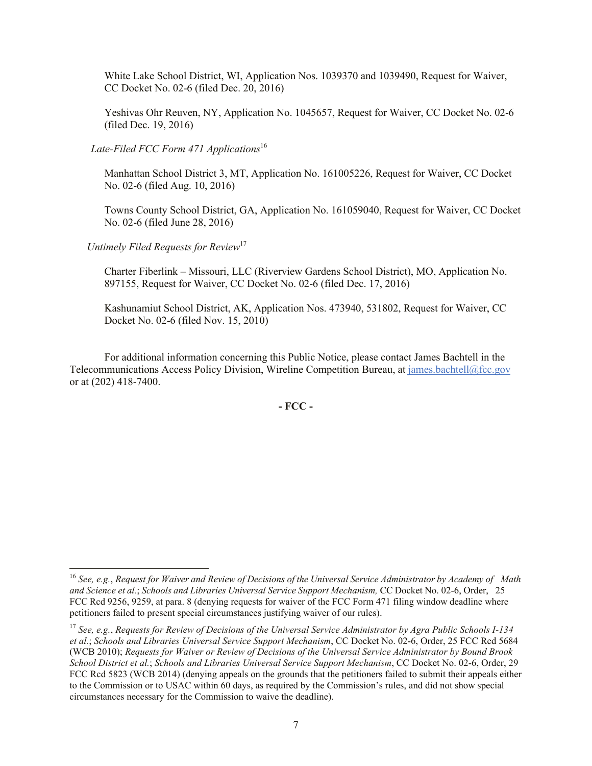White Lake School District, WI, Application Nos. 1039370 and 1039490, Request for Waiver, CC Docket No. 02-6 (filed Dec. 20, 2016)

Yeshivas Ohr Reuven, NY, Application No. 1045657, Request for Waiver, CC Docket No. 02-6 (filed Dec. 19, 2016)

*Late-Filed FCC Form 471 Applications*[16]

Manhattan School District 3, MT, Application No. 161005226, Request for Waiver, CC Docket No. 02-6 (filed Aug. 10, 2016)

Towns County School District, GA, Application No. 161059040, Request for Waiver, CC Docket No. 02-6 (filed June 28, 2016)

*Untimely Filed Requests for Review*[17]

Charter Fiberlink – Missouri, LLC (Riverview Gardens School District), MO, Application No. 897155, Request for Waiver, CC Docket No. 02-6 (filed Dec. 17, 2016)

Kashunamiut School District, AK, Application Nos. 473940, 531802, Request for Waiver, CC Docket No. 02-6 (filed Nov. 15, 2010)

For additional information concerning this Public Notice, please contact James Bachtell in the Telecommunications Access Policy Division, Wireline Competition Bureau, at james.bachtell@fcc.gov or at (202) 418-7400.

**- FCC -**

---

[16] *See, e.g.*, *Request for Waiver and Review of Decisions of the Universal Service Administrator by Academy of Math and Science et al.*; *Schools and Libraries Universal Service Support Mechanism,* CC Docket No. 02-6, Order, 25 FCC Rcd 9256, 9259, at para. 8 (denying requests for waiver of the FCC Form 471 filing window deadline where petitioners failed to present special circumstances justifying waiver of our rules).

[17] *See, e.g.*, *Requests for Review of Decisions of the Universal Service Administrator by Agra Public Schools I-134 et al.*; *Schools and Libraries Universal Service Support Mechanism*, CC Docket No. 02-6, Order, 25 FCC Rcd 5684 (WCB 2010); *Requests for Waiver or Review of Decisions of the Universal Service Administrator by Bound Brook School District et al.*; *Schools and Libraries Universal Service Support Mechanism*, CC Docket No. 02-6, Order, 29 FCC Rcd 5823 (WCB 2014) (denying appeals on the grounds that the petitioners failed to submit their appeals either to the Commission or to USAC within 60 days, as required by the Commission's rules, and did not show special circumstances necessary for the Commission to waive the deadline).